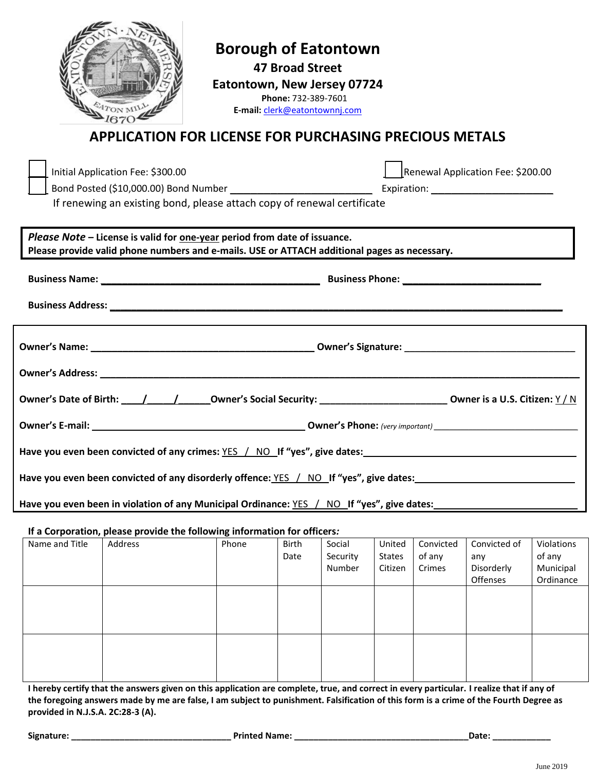# Borough of Eatontown

**47 Broad Street**
**Eatontown, New Jersey 07724**
**Phone:** 732-389-7601
**E-mail:** clerk@eatontownnj.com

## APPLICATION FOR LICENSE FOR PURCHASING PRECIOUS METALS

☐ Initial Application Fee: $300.00 ☐ Renewal Application Fee: $200.00

☐ Bond Posted ($10,000.00) Bond Number ________________________ Expiration: ____________________

If renewing an existing bond, please attach copy of renewal certificate

***Please Note*** **– License is valid for one-year period from date of issuance.**
**Please provide valid phone numbers and e-mails. USE or ATTACH additional pages as necessary.**

**Business Name:** ______________________________________ **Business Phone:** ________________________

**Business Address:** ________________________________________________________________________________

**Owner's Name:** ______________________________________ **Owner's Signature:** ____________________________

**Owner's Address:** ________________________________________________________________________________

**Owner's Date of Birth:** ____/_____/______ **Owner's Social Security:** ______________________ **Owner is a U.S. Citizen:** Y / N

**Owner's E-mail:** ______________________________________ **Owner's Phone:** *(very important)* ____________________________

**Have you even been convicted of any crimes:** YES / NO **If "yes", give dates:** ______________________________________

**Have you even been convicted of any disorderly offence:** YES / NO **If "yes", give dates:** ____________________________

**Have you even been in violation of any Municipal Ordinance:** YES / NO **If "yes", give dates:** __________________________

**If a Corporation, please provide the following information for officers*:***

| Name and Title | Address | Phone | Birth Date | Social Security Number | United States Citizen | Convicted of any Crimes | Convicted of any Disorderly Offenses | Violations of any Municipal Ordinance |
|---|---|---|---|---|---|---|---|---|
| | | | | | | | | |
| | | | | | | | | |

**I hereby certify that the answers given on this application are complete, true, and correct in every particular. I realize that if any of the foregoing answers made by me are false, I am subject to punishment. Falsification of this form is a crime of the Fourth Degree as provided in N.J.S.A. 2C:28-3 (A).**

**Signature:** ______________________________ **Printed Name:** __________________________________ **Date:** ___________

June 2019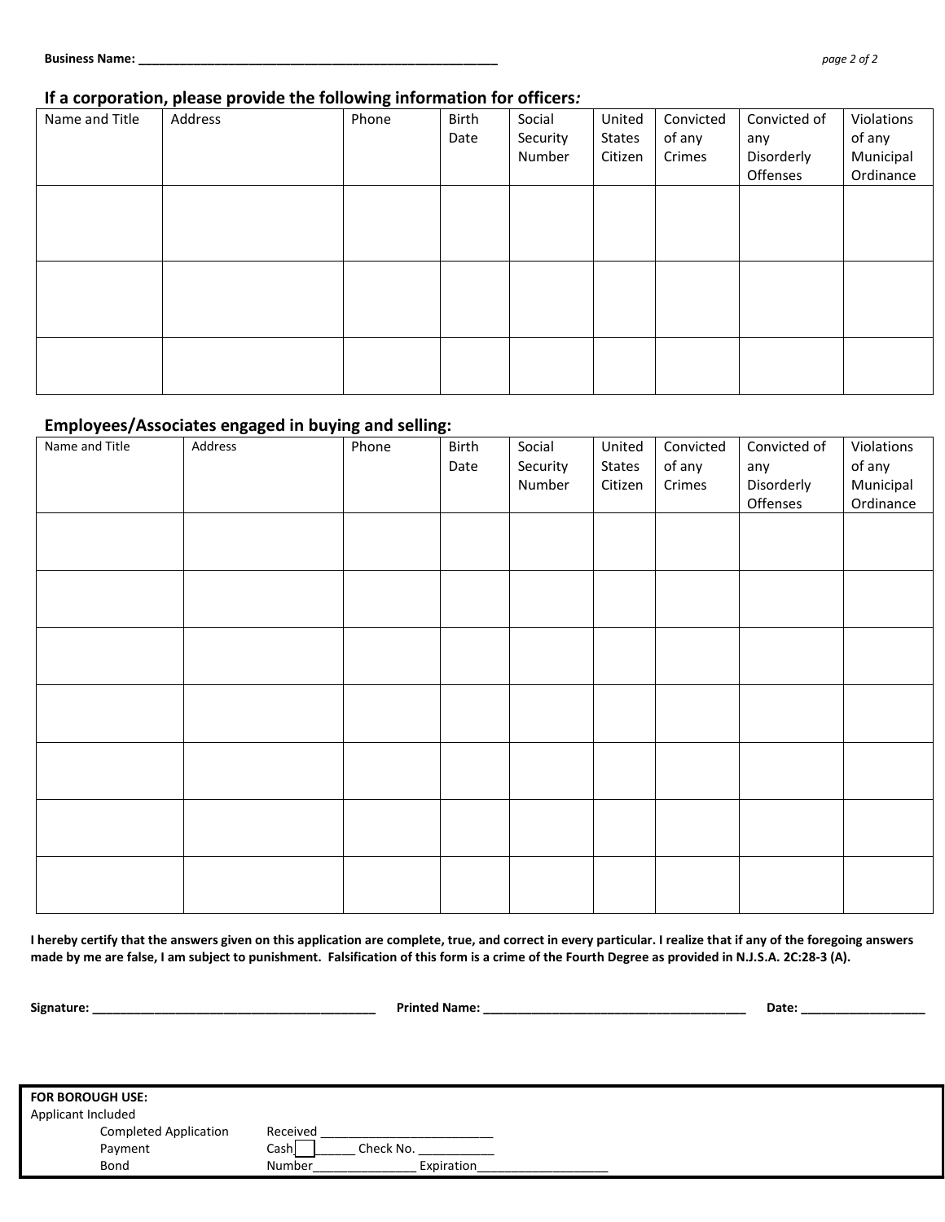**Business Name: ______________________________________________________**

## If a corporation, please provide the following information for officers*:*

| Name and Title | Address | Phone | Birth Date | Social Security Number | United States Citizen | Convicted of any Crimes | Convicted of any Disorderly Offenses | Violations of any Municipal Ordinance |
|---|---|---|---|---|---|---|---|---|
| | | | | | | | | |
| | | | | | | | | |
| | | | | | | | | |

## Employees/Associates engaged in buying and selling:

| Name and Title | Address | Phone | Birth Date | Social Security Number | United States Citizen | Convicted of any Crimes | Convicted of any Disorderly Offenses | Violations of any Municipal Ordinance |
|---|---|---|---|---|---|---|---|---|
| | | | | | | | | |
| | | | | | | | | |
| | | | | | | | | |
| | | | | | | | | |
| | | | | | | | | |
| | | | | | | | | |
| | | | | | | | | |

**I hereby certify that the answers given on this application are complete, true, and correct in every particular. I realize that if any of the foregoing answers made by me are false, I am subject to punishment. Falsification of this form is a crime of the Fourth Degree as provided in N.J.S.A. 2C:28-3 (A).**

**Signature: __________________________________________** **Printed Name: ________________________________________** **Date: __________________**

**FOR BOROUGH USE:**

Applicant Included

- Completed Application — Received _________________________
- Payment — Cash ☐ ______ Check No. ___________
- Bond — Number_______________ Expiration___________________